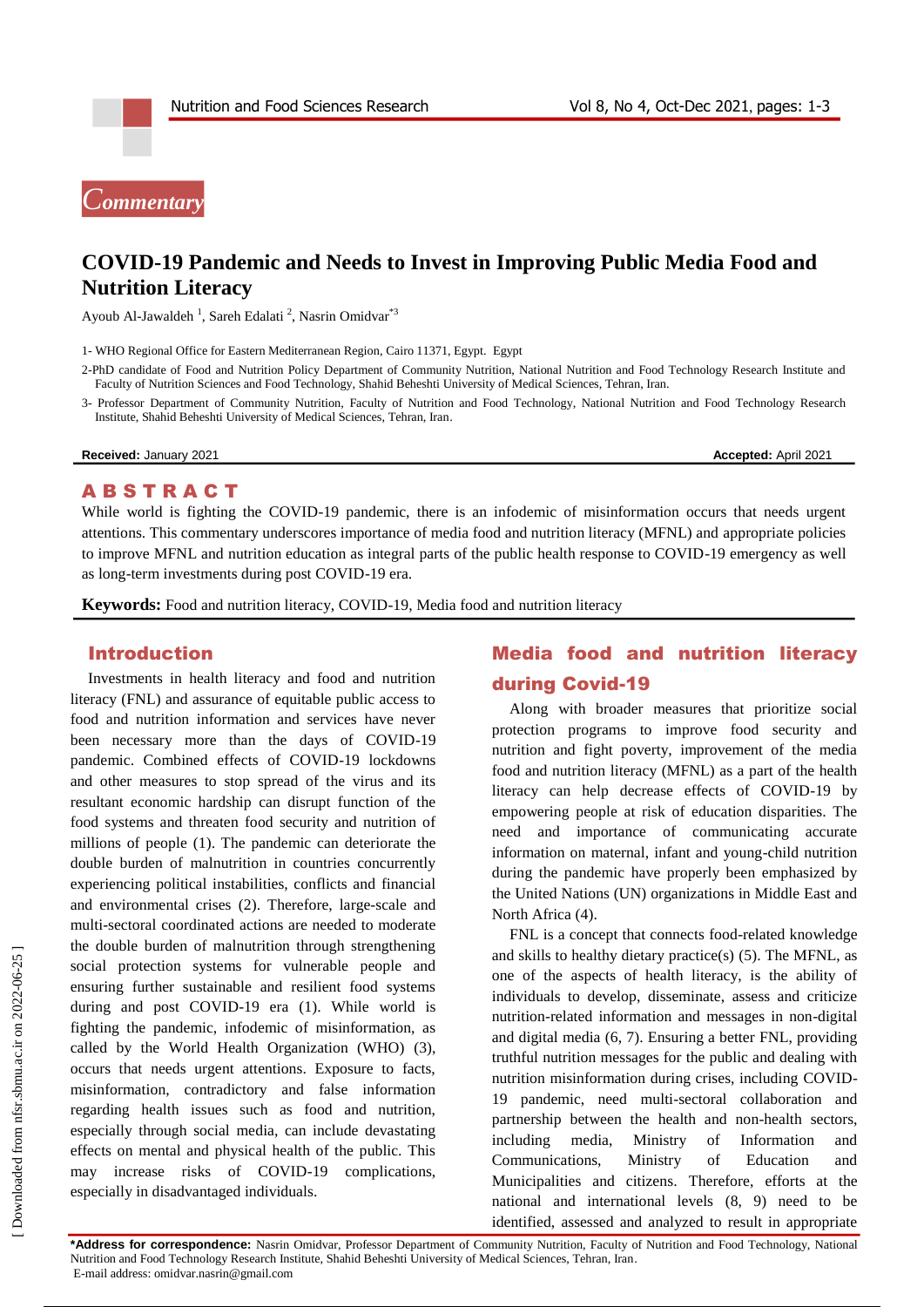*Commentary*

# COVID-19 Pandemic and Needs to Invest in Improving Public Media Food and Nutrition Literacy

Ayoub Al-Jawaldeh [1], Sareh Edalati [2], Nasrin Omidvar[*3]

1- WHO Regional Office for Eastern Mediterranean Region, Cairo 11371, Egypt. Egypt

2-PhD candidate of Food and Nutrition Policy Department of Community Nutrition, National Nutrition and Food Technology Research Institute and Faculty of Nutrition Sciences and Food Technology, Shahid Beheshti University of Medical Sciences, Tehran, Iran.

3- Professor Department of Community Nutrition, Faculty of Nutrition and Food Technology, National Nutrition and Food Technology Research Institute, Shahid Beheshti University of Medical Sciences, Tehran, Iran.

**Received:** January 2021 **Accepted:** April 2021

## ABSTRACT

While world is fighting the COVID-19 pandemic, there is an infodemic of misinformation occurs that needs urgent attentions. This commentary underscores importance of media food and nutrition literacy (MFNL) and appropriate policies to improve MFNL and nutrition education as integral parts of the public health response to COVID-19 emergency as well as long-term investments during post COVID-19 era.

**Keywords:** Food and nutrition literacy, COVID-19, Media food and nutrition literacy

## Introduction

Investments in health literacy and food and nutrition literacy (FNL) and assurance of equitable public access to food and nutrition information and services have never been necessary more than the days of COVID-19 pandemic. Combined effects of COVID-19 lockdowns and other measures to stop spread of the virus and its resultant economic hardship can disrupt function of the food systems and threaten food security and nutrition of millions of people (1). The pandemic can deteriorate the double burden of malnutrition in countries concurrently experiencing political instabilities, conflicts and financial and environmental crises (2). Therefore, large-scale and multi-sectoral coordinated actions are needed to moderate the double burden of malnutrition through strengthening social protection systems for vulnerable people and ensuring further sustainable and resilient food systems during and post COVID-19 era (1). While world is fighting the pandemic, infodemic of misinformation, as called by the World Health Organization (WHO) (3), occurs that needs urgent attentions. Exposure to facts, misinformation, contradictory and false information regarding health issues such as food and nutrition, especially through social media, can include devastating effects on mental and physical health of the public. This may increase risks of COVID-19 complications, especially in disadvantaged individuals.

## Media food and nutrition literacy during Covid-19

Along with broader measures that prioritize social protection programs to improve food security and nutrition and fight poverty, improvement of the media food and nutrition literacy (MFNL) as a part of the health literacy can help decrease effects of COVID-19 by empowering people at risk of education disparities. The need and importance of communicating accurate information on maternal, infant and young-child nutrition during the pandemic have properly been emphasized by the United Nations (UN) organizations in Middle East and North Africa (4).

FNL is a concept that connects food-related knowledge and skills to healthy dietary practice(s) (5). The MFNL, as one of the aspects of health literacy, is the ability of individuals to develop, disseminate, assess and criticize nutrition-related information and messages in non-digital and digital media (6, 7). Ensuring a better FNL, providing truthful nutrition messages for the public and dealing with nutrition misinformation during crises, including COVID-19 pandemic, need multi-sectoral collaboration and partnership between the health and non-health sectors, including media, Ministry of Information and Communications, Ministry of Education and Municipalities and citizens. Therefore, efforts at the national and international levels (8, 9) need to be identified, assessed and analyzed to result in appropriate

**\*Address for correspondence:** Nasrin Omidvar, Professor Department of Community Nutrition, Faculty of Nutrition and Food Technology, National Nutrition and Food Technology Research Institute, Shahid Beheshti University of Medical Sciences, Tehran, Iran.
E-mail address: omidvar.nasrin@gmail.com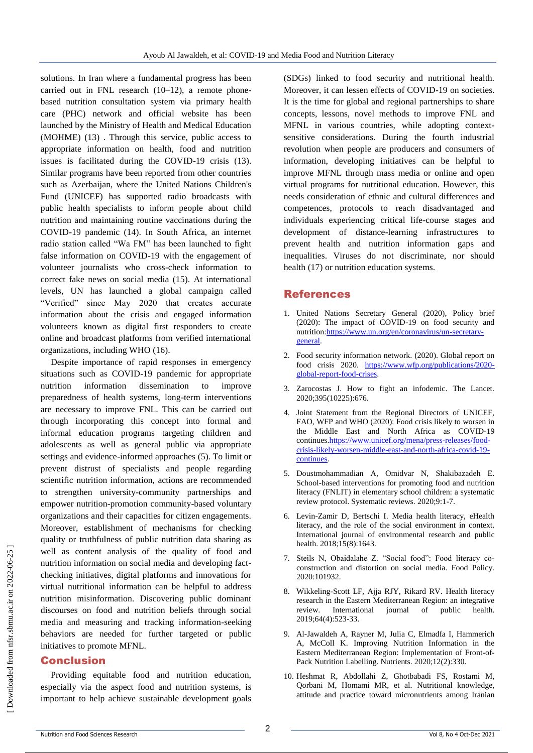solutions. In Iran where a fundamental progress has been carried out in FNL research (10–12), a remote phone-based nutrition consultation system via primary health care (PHC) network and official website has been launched by the Ministry of Health and Medical Education (MOHME) (13) . Through this service, public access to appropriate information on health, food and nutrition issues is facilitated during the COVID-19 crisis (13). Similar programs have been reported from other countries such as Azerbaijan, where the United Nations Children's Fund (UNICEF) has supported radio broadcasts with public health specialists to inform people about child nutrition and maintaining routine vaccinations during the COVID-19 pandemic (14). In South Africa, an internet radio station called "Wa FM" has been launched to fight false information on COVID-19 with the engagement of volunteer journalists who cross-check information to correct fake news on social media (15). At international levels, UN has launched a global campaign called "Verified" since May 2020 that creates accurate information about the crisis and engaged information volunteers known as digital first responders to create online and broadcast platforms from verified international organizations, including WHO (16).

Despite importance of rapid responses in emergency situations such as COVID-19 pandemic for appropriate nutrition information dissemination to improve preparedness of health systems, long-term interventions are necessary to improve FNL. This can be carried out through incorporating this concept into formal and informal education programs targeting children and adolescents as well as general public via appropriate settings and evidence-informed approaches (5). To limit or prevent distrust of specialists and people regarding scientific nutrition information, actions are recommended to strengthen university-community partnerships and empower nutrition-promotion community-based voluntary organizations and their capacities for citizen engagements. Moreover, establishment of mechanisms for checking quality or truthfulness of public nutrition data sharing as well as content analysis of the quality of food and nutrition information on social media and developing fact-checking initiatives, digital platforms and innovations for virtual nutritional information can be helpful to address nutrition misinformation. Discovering public dominant discourses on food and nutrition beliefs through social media and measuring and tracking information-seeking behaviors are needed for further targeted or public initiatives to promote MFNL.

## Conclusion

Providing equitable food and nutrition education, especially via the aspect food and nutrition systems, is important to help achieve sustainable development goals (SDGs) linked to food security and nutritional health. Moreover, it can lessen effects of COVID-19 on societies. It is the time for global and regional partnerships to share concepts, lessons, novel methods to improve FNL and MFNL in various countries, while adopting context-sensitive considerations. During the fourth industrial revolution when people are producers and consumers of information, developing initiatives can be helpful to improve MFNL through mass media or online and open virtual programs for nutritional education. However, this needs consideration of ethnic and cultural differences and competences, protocols to reach disadvantaged and individuals experiencing critical life-course stages and development of distance-learning infrastructures to prevent health and nutrition information gaps and inequalities. Viruses do not discriminate, nor should health (17) or nutrition education systems.

## References

1. United Nations Secretary General (2020), Policy brief (2020): The impact of COVID-19 on food security and nutrition:https://www.un.org/en/coronavirus/un-secretary-general.
2. Food security information network. (2020). Global report on food crisis 2020. https://www.wfp.org/publications/2020-global-report-food-crises.
3. Zarocostas J. How to fight an infodemic. The Lancet. 2020;395(10225):676.
4. Joint Statement from the Regional Directors of UNICEF, FAO, WFP and WHO (2020): Food crisis likely to worsen in the Middle East and North Africa as COVID-19 continues.https://www.unicef.org/mena/press-releases/food-crisis-likely-worsen-middle-east-and-north-africa-covid-19-continues.
5. Doustmohammadian A, Omidvar N, Shakibazadeh E. School-based interventions for promoting food and nutrition literacy (FNLIT) in elementary school children: a systematic review protocol. Systematic reviews. 2020;9:1-7.
6. Levin-Zamir D, Bertschi I. Media health literacy, eHealth literacy, and the role of the social environment in context. International journal of environmental research and public health. 2018;15(8):1643.
7. Steils N, Obaidalahe Z. "Social food": Food literacy co-construction and distortion on social media. Food Policy. 2020:101932.
8. Wikkeling-Scott LF, Ajja RJY, Rikard RV. Health literacy research in the Eastern Mediterranean Region: an integrative review. International journal of public health. 2019;64(4):523-33.
9. Al-Jawaldeh A, Rayner M, Julia C, Elmadfa I, Hammerich A, McColl K. Improving Nutrition Information in the Eastern Mediterranean Region: Implementation of Front-of-Pack Nutrition Labelling. Nutrients. 2020;12(2):330.
10. Heshmat R, Abdollahi Z, Ghotbabadi FS, Rostami M, Qorbani M, Homami MR, et al. Nutritional knowledge, attitude and practice toward micronutrients among Iranian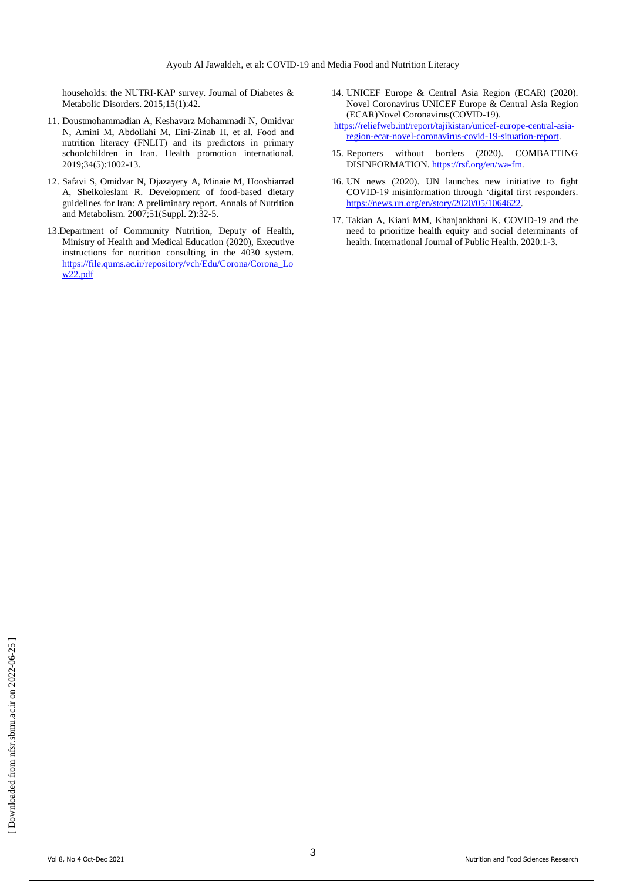households: the NUTRI-KAP survey. Journal of Diabetes & Metabolic Disorders. 2015;15(1):42.

11. Doustmohammadian A, Keshavarz Mohammadi N, Omidvar N, Amini M, Abdollahi M, Eini-Zinab H, et al. Food and nutrition literacy (FNLIT) and its predictors in primary schoolchildren in Iran. Health promotion international. 2019;34(5):1002-13.

12. Safavi S, Omidvar N, Djazayery A, Minaie M, Hooshiarrad A, Sheikoleslam R. Development of food-based dietary guidelines for Iran: A preliminary report. Annals of Nutrition and Metabolism. 2007;51(Suppl. 2):32-5.

13. Department of Community Nutrition, Deputy of Health, Ministry of Health and Medical Education (2020), Executive instructions for nutrition consulting in the 4030 system. https://file.qums.ac.ir/repository/vch/Edu/Corona/Corona_Low22.pdf

14. UNICEF Europe & Central Asia Region (ECAR) (2020). Novel Coronavirus UNICEF Europe & Central Asia Region (ECAR)Novel Coronavirus(COVID-19). https://reliefweb.int/report/tajikistan/unicef-europe-central-asia-region-ecar-novel-coronavirus-covid-19-situation-report.

15. Reporters without borders (2020). COMBATTING DISINFORMATION. https://rsf.org/en/wa-fm.

16. UN news (2020). UN launches new initiative to fight COVID-19 misinformation through 'digital first responders. https://news.un.org/en/story/2020/05/1064622.

17. Takian A, Kiani MM, Khanjankhani K. COVID-19 and the need to prioritize health equity and social determinants of health. International Journal of Public Health. 2020:1-3.